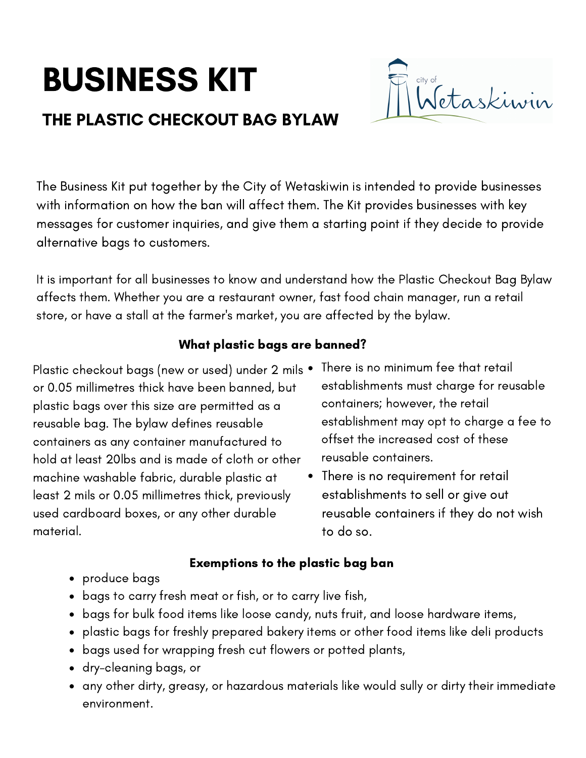# BUSINESS KIT

## THE PLASTIC CHECKOUT BAG BYLAW

The Business Kit put together by the City of Wetaskiwin is intended to provide businesses with information on how the ban will affect them. The Kit provides businesses with key messages for customer inquiries, and give them a starting point if they decide to provide alternative bags to customers.

It is important for all businesses to know and understand how the Plastic Checkout Bag Bylaw affects them. Whether you are a restaurant owner, fast food chain manager, run a retail store, or have a stall at the farmer's market, you are affected by the bylaw.

### What plastic bags are banned?

Plastic checkout bags (new or used) under 2 mils or 0.05 millimetres thick have been banned, but plastic bags over this size are permitted as a reusable bag. The bylaw defines reusable containers as any container manufactured to hold at least 20lbs and is made of cloth or other machine washable fabric, durable plastic at least 2 mils or 0.05 millimetres thick, previously used cardboard boxes, or any other durable material.

- There is no minimum fee that retail establishments must charge for reusable containers; however, the retail establishment may opt to charge a fee to offset the increased cost of these reusable containers.
- There is no requirement for retail establishments to sell or give out reusable containers if they do not wish to do so.

### Exemptions to the plastic bag ban

- produce bags
- bags to carry fresh meat or fish, or to carry live fish,
- bags for bulk food items like loose candy, nuts fruit, and loose hardware items,
- plastic bags for freshly prepared bakery items or other food items like deli products
- bags used for wrapping fresh cut flowers or potted plants,
- dry-cleaning bags, or
- any other dirty, greasy, or hazardous materials like would sully or dirty their immediate environment.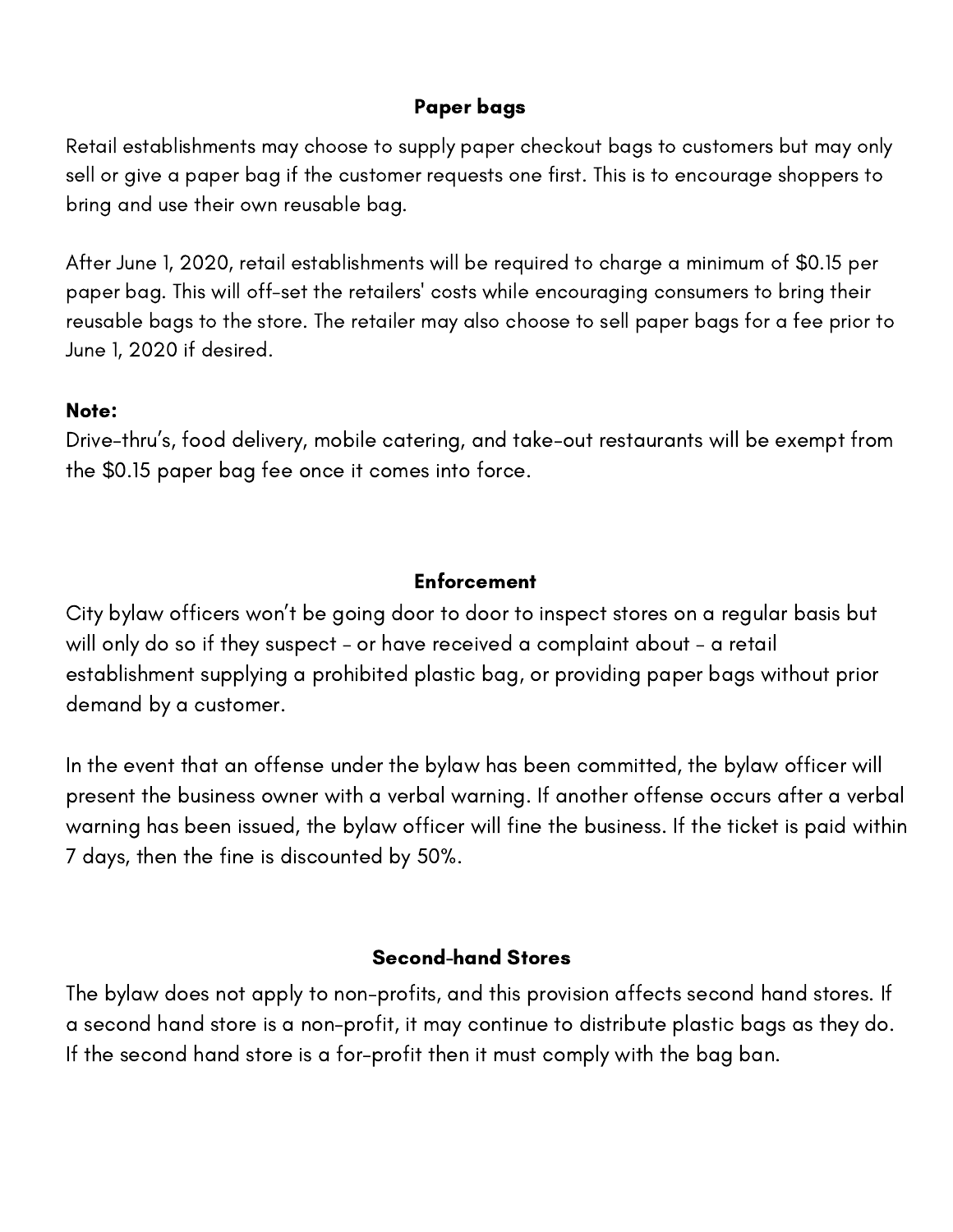## Paper bags

Retail establishments may choose to supply paper checkout bags to customers but may only sell or give a paper bag if the customer requests one first. This is to encourage shoppers to bring and use their own reusable bag.

After June 1, 2020, retail establishments will be required to charge a minimum of $0.15 per paper bag. This will off-set the retailers' costs while encouraging consumers to bring their reusable bags to the store. The retailer may also choose to sell paper bags for a fee prior to June 1, 2020 if desired.

**Note:**
Drive-thru's, food delivery, mobile catering, and take-out restaurants will be exempt from the $0.15 paper bag fee once it comes into force.

## Enforcement

City bylaw officers won't be going door to door to inspect stores on a regular basis but will only do so if they suspect - or have received a complaint about - a retail establishment supplying a prohibited plastic bag, or providing paper bags without prior demand by a customer.

In the event that an offense under the bylaw has been committed, the bylaw officer will present the business owner with a verbal warning. If another offense occurs after a verbal warning has been issued, the bylaw officer will fine the business. If the ticket is paid within 7 days, then the fine is discounted by 50%.

## Second-hand Stores

The bylaw does not apply to non-profits, and this provision affects second hand stores. If a second hand store is a non-profit, it may continue to distribute plastic bags as they do. If the second hand store is a for-profit then it must comply with the bag ban.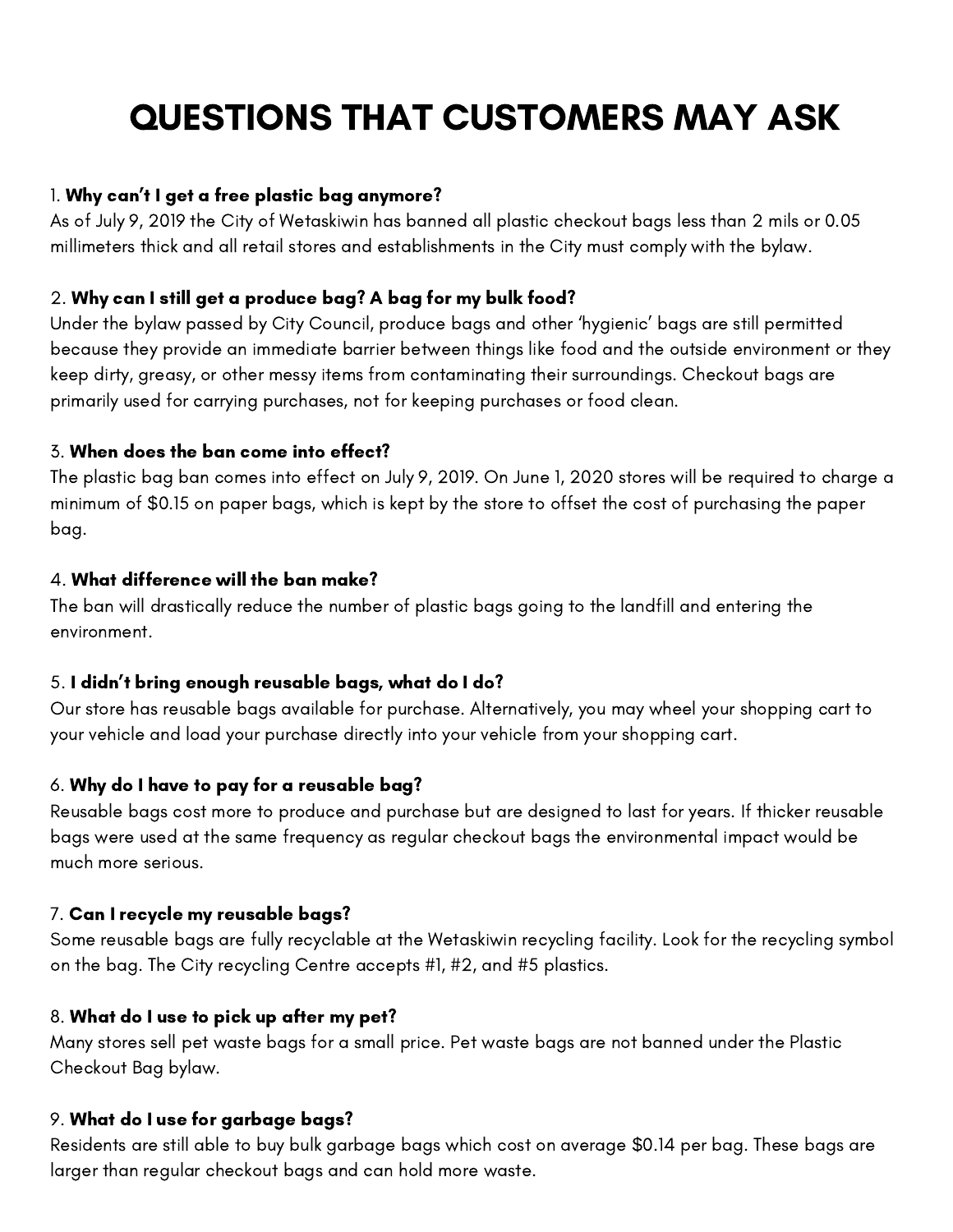# QUESTIONS THAT CUSTOMERS MAY ASK

1. **Why can't I get a free plastic bag anymore?**
As of July 9, 2019 the City of Wetaskiwin has banned all plastic checkout bags less than 2 mils or 0.05 millimeters thick and all retail stores and establishments in the City must comply with the bylaw.

2. **Why can I still get a produce bag? A bag for my bulk food?**
Under the bylaw passed by City Council, produce bags and other 'hygienic' bags are still permitted because they provide an immediate barrier between things like food and the outside environment or they keep dirty, greasy, or other messy items from contaminating their surroundings. Checkout bags are primarily used for carrying purchases, not for keeping purchases or food clean.

3. **When does the ban come into effect?**
The plastic bag ban comes into effect on July 9, 2019. On June 1, 2020 stores will be required to charge a minimum of $0.15 on paper bags, which is kept by the store to offset the cost of purchasing the paper bag.

4. **What difference will the ban make?**
The ban will drastically reduce the number of plastic bags going to the landfill and entering the environment.

5. **I didn't bring enough reusable bags, what do I do?**
Our store has reusable bags available for purchase. Alternatively, you may wheel your shopping cart to your vehicle and load your purchase directly into your vehicle from your shopping cart.

6. **Why do I have to pay for a reusable bag?**
Reusable bags cost more to produce and purchase but are designed to last for years. If thicker reusable bags were used at the same frequency as regular checkout bags the environmental impact would be much more serious.

7. **Can I recycle my reusable bags?**
Some reusable bags are fully recyclable at the Wetaskiwin recycling facility. Look for the recycling symbol on the bag. The City recycling Centre accepts #1, #2, and #5 plastics.

8. **What do I use to pick up after my pet?**
Many stores sell pet waste bags for a small price. Pet waste bags are not banned under the Plastic Checkout Bag bylaw.

9. **What do I use for garbage bags?**
Residents are still able to buy bulk garbage bags which cost on average $0.14 per bag. These bags are larger than regular checkout bags and can hold more waste.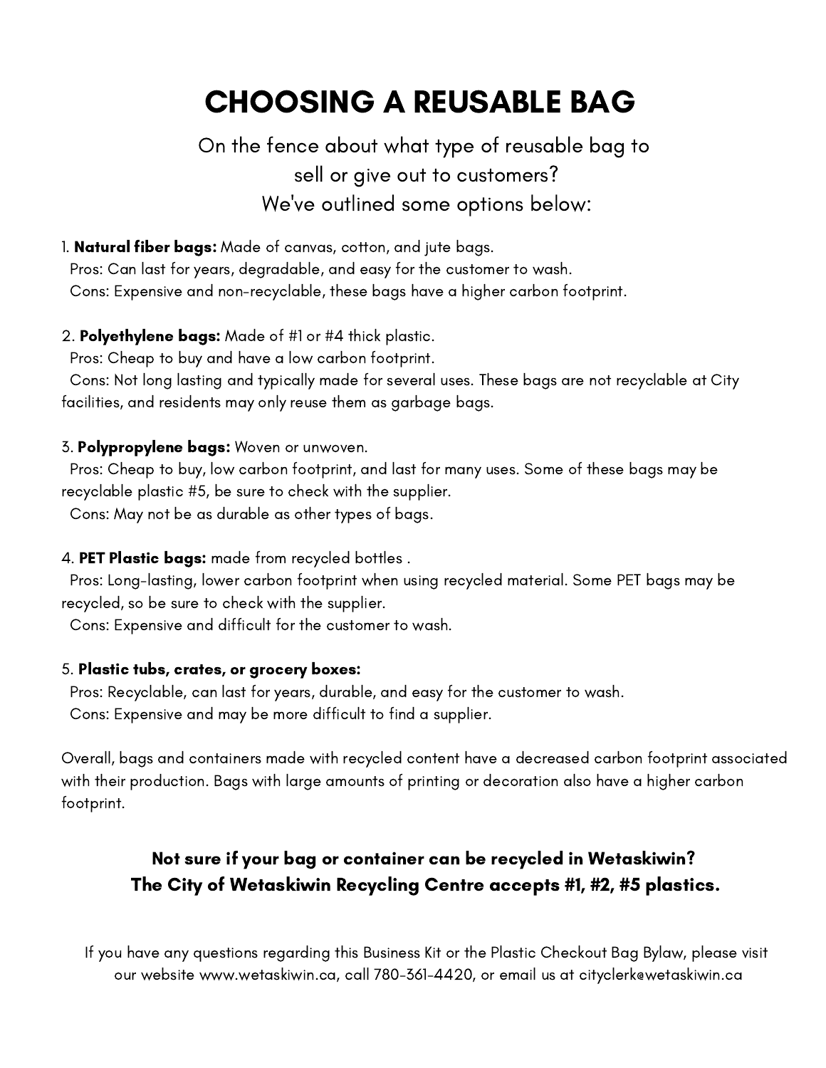# CHOOSING A REUSABLE BAG

On the fence about what type of reusable bag to sell or give out to customers? We've outlined some options below:

1. **Natural fiber bags:** Made of canvas, cotton, and jute bags.
   Pros: Can last for years, degradable, and easy for the customer to wash.
   Cons: Expensive and non-recyclable, these bags have a higher carbon footprint.

2. **Polyethylene bags:** Made of #1 or #4 thick plastic.
   Pros: Cheap to buy and have a low carbon footprint.
   Cons: Not long lasting and typically made for several uses. These bags are not recyclable at City facilities, and residents may only reuse them as garbage bags.

3. **Polypropylene bags:** Woven or unwoven.
   Pros: Cheap to buy, low carbon footprint, and last for many uses. Some of these bags may be recyclable plastic #5, be sure to check with the supplier.
   Cons: May not be as durable as other types of bags.

4. **PET Plastic bags:** made from recycled bottles .
   Pros: Long-lasting, lower carbon footprint when using recycled material. Some PET bags may be recycled, so be sure to check with the supplier.
   Cons: Expensive and difficult for the customer to wash.

5. **Plastic tubs, crates, or grocery boxes:**
   Pros: Recyclable, can last for years, durable, and easy for the customer to wash.
   Cons: Expensive and may be more difficult to find a supplier.

Overall, bags and containers made with recycled content have a decreased carbon footprint associated with their production. Bags with large amounts of printing or decoration also have a higher carbon footprint.

**Not sure if your bag or container can be recycled in Wetaskiwin?**
**The City of Wetaskiwin Recycling Centre accepts #1, #2, #5 plastics.**

If you have any questions regarding this Business Kit or the Plastic Checkout Bag Bylaw, please visit our website www.wetaskiwin.ca, call 780-361-4420, or email us at cityclerk@wetaskiwin.ca